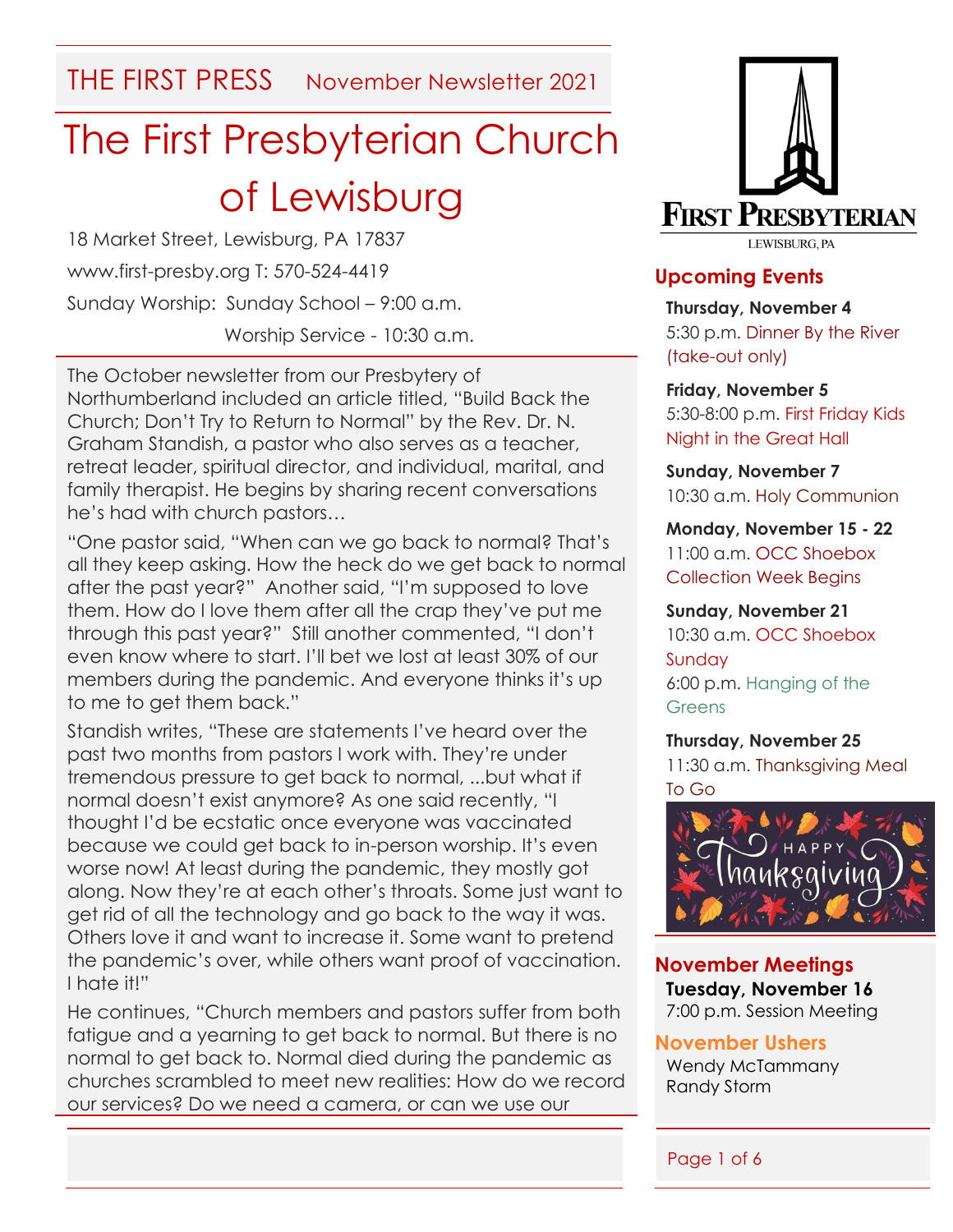THE FIRST PRESS November Newsletter 2021

# The First Presbyterian Church of Lewisburg

18 Market Street, Lewisburg, PA 17837

www.first-presby.org T: 570-524-4419

Sunday Worship: Sunday School – 9:00 a.m.

Worship Service - 10:30 a.m.

The October newsletter from our Presbytery of Northumberland included an article titled, "Build Back the Church; Don't Try to Return to Normal" by the Rev. Dr. N. Graham Standish, a pastor who also serves as a teacher, retreat leader, spiritual director, and individual, marital, and family therapist. He begins by sharing recent conversations he's had with church pastors…

"One pastor said, "When can we go back to normal? That's all they keep asking. How the heck do we get back to normal after the past year?" Another said, "I'm supposed to love them. How do I love them after all the crap they've put me through this past year?" Still another commented, "I don't even know where to start. I'll bet we lost at least 30% of our members during the pandemic. And everyone thinks it's up to me to get them back."

Standish writes, "These are statements I've heard over the past two months from pastors I work with. They're under tremendous pressure to get back to normal, ...but what if normal doesn't exist anymore? As one said recently, "I thought I'd be ecstatic once everyone was vaccinated because we could get back to in-person worship. It's even worse now! At least during the pandemic, they mostly got along. Now they're at each other's throats. Some just want to get rid of all the technology and go back to the way it was. Others love it and want to increase it. Some want to pretend the pandemic's over, while others want proof of vaccination. I hate it!"

He continues, "Church members and pastors suffer from both fatigue and a yearning to get back to normal. But there is no normal to get back to. Normal died during the pandemic as churches scrambled to meet new realities: How do we record our services? Do we need a camera, or can we use our

FIRST PRESBYTERIAN
LEWISBURG, PA

## Upcoming Events

**Thursday, November 4**
5:30 p.m. Dinner By the River (take-out only)

**Friday, November 5**
5:30-8:00 p.m. First Friday Kids Night in the Great Hall

**Sunday, November 7**
10:30 a.m. Holy Communion

**Monday, November 15 - 22**
11:00 a.m. OCC Shoebox Collection Week Begins

**Sunday, November 21**
10:30 a.m. OCC Shoebox Sunday
6:00 p.m. Hanging of the Greens

**Thursday, November 25**
11:30 a.m. Thanksgiving Meal To Go

HAPPY Thanksgiving

## November Meetings

**Tuesday, November 16**
7:00 p.m. Session Meeting

## November Ushers

Wendy McTammany
Randy Storm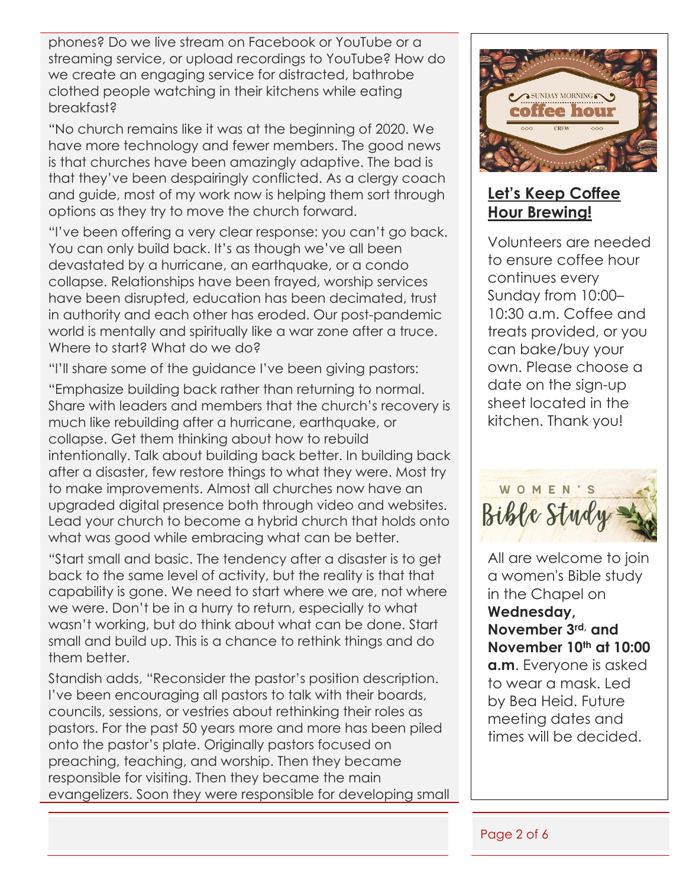phones? Do we live stream on Facebook or YouTube or a streaming service, or upload recordings to YouTube? How do we create an engaging service for distracted, bathrobe clothed people watching in their kitchens while eating breakfast?

"No church remains like it was at the beginning of 2020. We have more technology and fewer members. The good news is that churches have been amazingly adaptive. The bad is that they've been despairingly conflicted. As a clergy coach and guide, most of my work now is helping them sort through options as they try to move the church forward.

"I've been offering a very clear response: you can't go back. You can only build back. It's as though we've all been devastated by a hurricane, an earthquake, or a condo collapse. Relationships have been frayed, worship services have been disrupted, education has been decimated, trust in authority and each other has eroded. Our post-pandemic world is mentally and spiritually like a war zone after a truce. Where to start? What do we do?

"I'll share some of the guidance I've been giving pastors:

"Emphasize building back rather than returning to normal. Share with leaders and members that the church's recovery is much like rebuilding after a hurricane, earthquake, or collapse. Get them thinking about how to rebuild intentionally. Talk about building back better. In building back after a disaster, few restore things to what they were. Most try to make improvements. Almost all churches now have an upgraded digital presence both through video and websites. Lead your church to become a hybrid church that holds onto what was good while embracing what can be better.

"Start small and basic. The tendency after a disaster is to get back to the same level of activity, but the reality is that that capability is gone. We need to start where we are, not where we were. Don't be in a hurry to return, especially to what wasn't working, but do think about what can be done. Start small and build up. This is a chance to rethink things and do them better.

Standish adds, "Reconsider the pastor's position description. I've been encouraging all pastors to talk with their boards, councils, sessions, or vestries about rethinking their roles as pastors. For the past 50 years more and more has been piled onto the pastor's plate. Originally pastors focused on preaching, teaching, and worship. Then they became responsible for visiting. Then they became the main evangelizers. Soon they were responsible for developing small

SUNDAY MORNING coffee hour CREW

## Let's Keep Coffee Hour Brewing!

Volunteers are needed to ensure coffee hour continues every Sunday from 10:00–10:30 a.m. Coffee and treats provided, or you can bake/buy your own. Please choose a date on the sign-up sheet located in the kitchen. Thank you!

WOMEN'S Bible Study

All are welcome to join a women's Bible study in the Chapel on **Wednesday, November 3rd, and November 10th at 10:00 a.m**. Everyone is asked to wear a mask. Led by Bea Heid. Future meeting dates and times will be decided.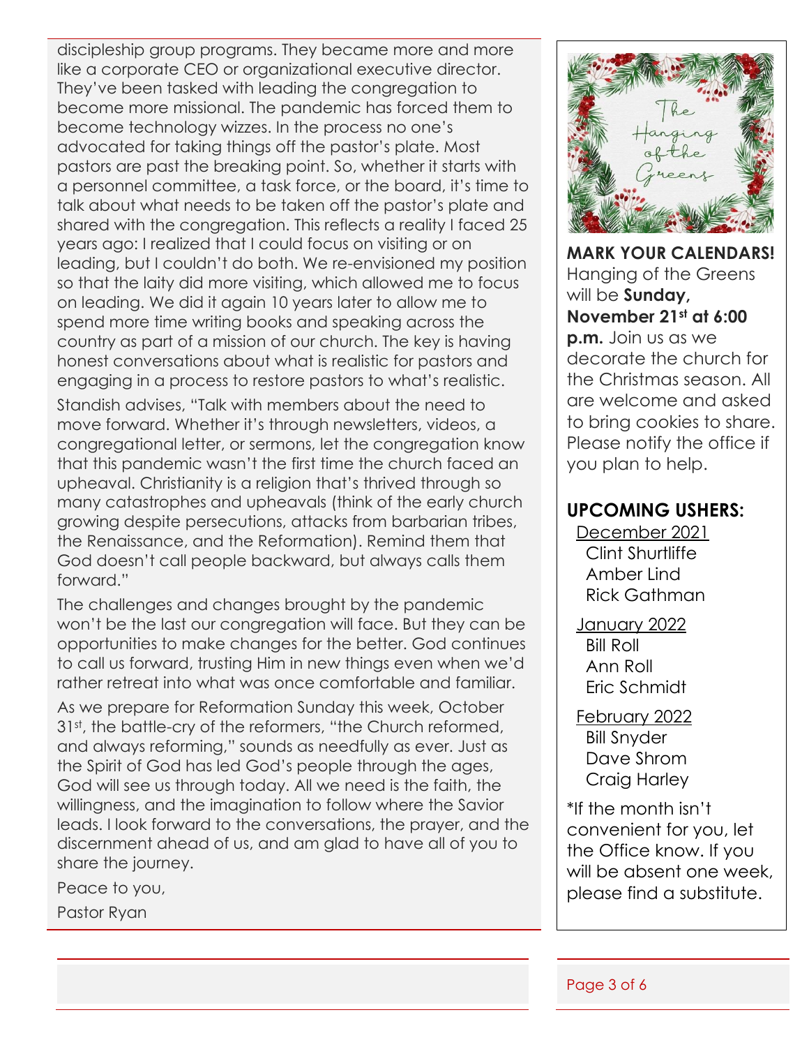discipleship group programs. They became more and more like a corporate CEO or organizational executive director. They've been tasked with leading the congregation to become more missional. The pandemic has forced them to become technology wizzes. In the process no one's advocated for taking things off the pastor's plate. Most pastors are past the breaking point. So, whether it starts with a personnel committee, a task force, or the board, it's time to talk about what needs to be taken off the pastor's plate and shared with the congregation. This reflects a reality I faced 25 years ago: I realized that I could focus on visiting or on leading, but I couldn't do both. We re-envisioned my position so that the laity did more visiting, which allowed me to focus on leading. We did it again 10 years later to allow me to spend more time writing books and speaking across the country as part of a mission of our church. The key is having honest conversations about what is realistic for pastors and engaging in a process to restore pastors to what's realistic.

Standish advises, "Talk with members about the need to move forward. Whether it's through newsletters, videos, a congregational letter, or sermons, let the congregation know that this pandemic wasn't the first time the church faced an upheaval. Christianity is a religion that's thrived through so many catastrophes and upheavals (think of the early church growing despite persecutions, attacks from barbarian tribes, the Renaissance, and the Reformation). Remind them that God doesn't call people backward, but always calls them forward."

The challenges and changes brought by the pandemic won't be the last our congregation will face. But they can be opportunities to make changes for the better. God continues to call us forward, trusting Him in new things even when we'd rather retreat into what was once comfortable and familiar.

As we prepare for Reformation Sunday this week, October 31st, the battle-cry of the reformers, "the Church reformed, and always reforming," sounds as needfully as ever. Just as the Spirit of God has led God's people through the ages, God will see us through today. All we need is the faith, the willingness, and the imagination to follow where the Savior leads. I look forward to the conversations, the prayer, and the discernment ahead of us, and am glad to have all of you to share the journey.

Peace to you,

Pastor Ryan

The Hanging of the Greens

**MARK YOUR CALENDARS!** Hanging of the Greens will be **Sunday, November 21st at 6:00 p.m.** Join us as we decorate the church for the Christmas season. All are welcome and asked to bring cookies to share. Please notify the office if you plan to help.

## UPCOMING USHERS:

December 2021
- Clint Shurtliffe
- Amber Lind
- Rick Gathman

January 2022
- Bill Roll
- Ann Roll
- Eric Schmidt

February 2022
- Bill Snyder
- Dave Shrom
- Craig Harley

*If the month isn't convenient for you, let the Office know. If you will be absent one week, please find a substitute.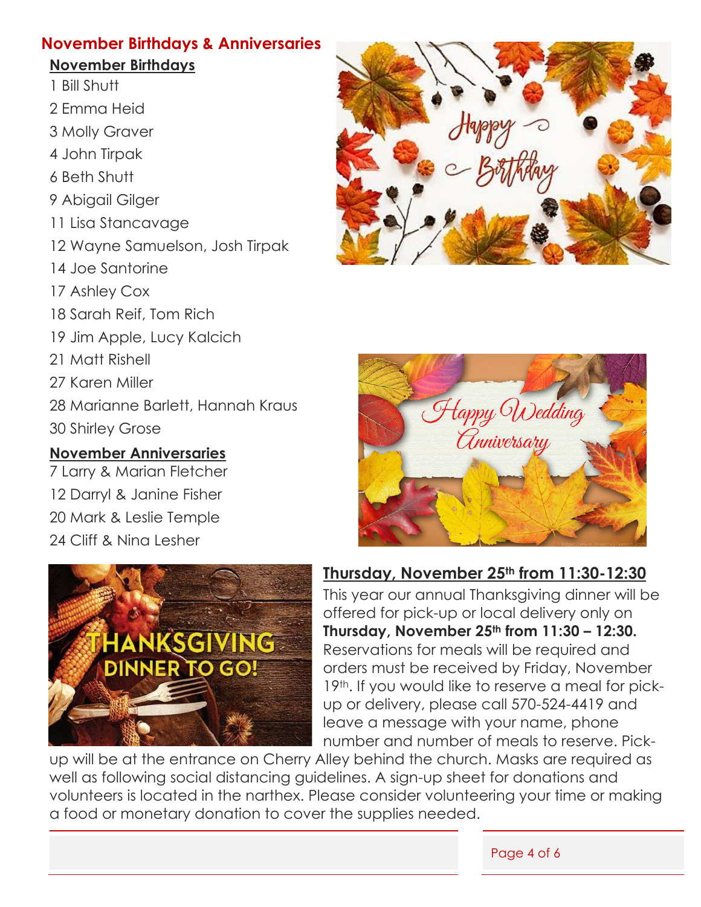## November Birthdays & Anniversaries

### November Birthdays

1 Bill Shutt
2 Emma Heid
3 Molly Graver
4 John Tirpak
6 Beth Shutt
9 Abigail Gilger
11 Lisa Stancavage
12 Wayne Samuelson, Josh Tirpak
14 Joe Santorine
17 Ashley Cox
18 Sarah Reif, Tom Rich
19 Jim Apple, Lucy Kalcich
21 Matt Rishell
27 Karen Miller
28 Marianne Barlett, Hannah Kraus
30 Shirley Grose

### November Anniversaries

7 Larry & Marian Fletcher
12 Darryl & Janine Fisher
20 Mark & Leslie Temple
24 Cliff & Nina Lesher

### Thursday, November 25th from 11:30-12:30

This year our annual Thanksgiving dinner will be offered for pick-up or local delivery only on **Thursday, November 25th from 11:30 – 12:30.** Reservations for meals will be required and orders must be received by Friday, November 19th. If you would like to reserve a meal for pick-up or delivery, please call 570-524-4419 and leave a message with your name, phone number and number of meals to reserve. Pick-up will be at the entrance on Cherry Alley behind the church. Masks are required as well as following social distancing guidelines. A sign-up sheet for donations and volunteers is located in the narthex. Please consider volunteering your time or making a food or monetary donation to cover the supplies needed.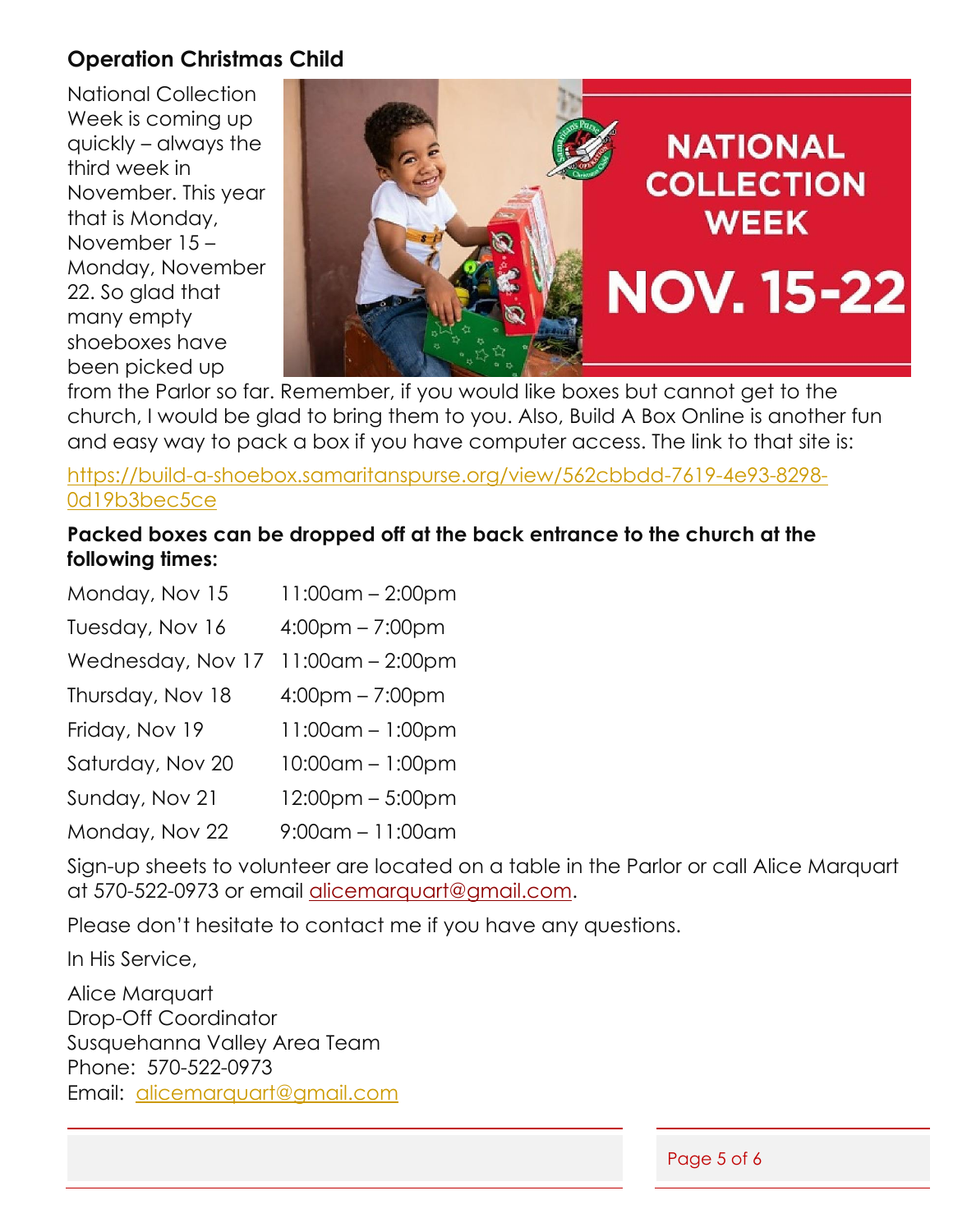## Operation Christmas Child

National Collection Week is coming up quickly – always the third week in November. This year that is Monday, November 15 – Monday, November 22. So glad that many empty shoeboxes have been picked up from the Parlor so far. Remember, if you would like boxes but cannot get to the church, I would be glad to bring them to you. Also, Build A Box Online is another fun and easy way to pack a box if you have computer access. The link to that site is:

https://build-a-shoebox.samaritanspurse.org/view/562cbbdd-7619-4e93-8298-0d19b3bec5ce

**Packed boxes can be dropped off at the back entrance to the church at the following times:**

| | |
|---|---|
| Monday, Nov 15 | 11:00am – 2:00pm |
| Tuesday, Nov 16 | 4:00pm – 7:00pm |
| Wednesday, Nov 17 | 11:00am – 2:00pm |
| Thursday, Nov 18 | 4:00pm – 7:00pm |
| Friday, Nov 19 | 11:00am – 1:00pm |
| Saturday, Nov 20 | 10:00am – 1:00pm |
| Sunday, Nov 21 | 12:00pm – 5:00pm |
| Monday, Nov 22 | 9:00am – 11:00am |

Sign-up sheets to volunteer are located on a table in the Parlor or call Alice Marquart at 570-522-0973 or email alicemarquart@gmail.com.

Please don't hesitate to contact me if you have any questions.

In His Service,

Alice Marquart
Drop-Off Coordinator
Susquehanna Valley Area Team
Phone: 570-522-0973
Email: alicemarquart@gmail.com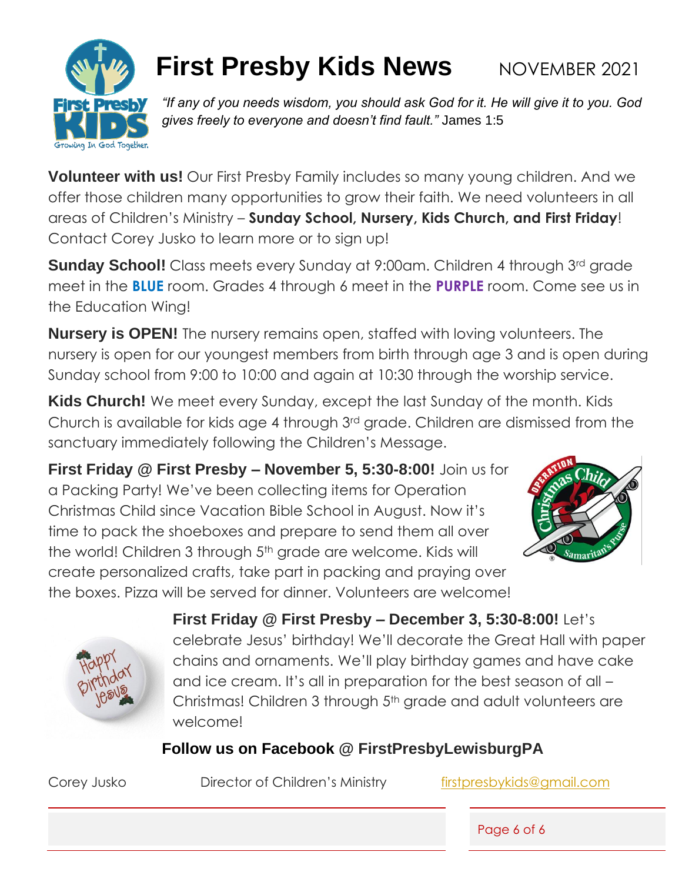# First Presby Kids News

NOVEMBER 2021

*"If any of you needs wisdom, you should ask God for it. He will give it to you. God gives freely to everyone and doesn't find fault."* James 1:5

**Volunteer with us!** Our First Presby Family includes so many young children. And we offer those children many opportunities to grow their faith. We need volunteers in all areas of Children's Ministry – **Sunday School, Nursery, Kids Church, and First Friday**! Contact Corey Jusko to learn more or to sign up!

**Sunday School!** Class meets every Sunday at 9:00am. Children 4 through 3rd grade meet in the **BLUE** room. Grades 4 through 6 meet in the **PURPLE** room. Come see us in the Education Wing!

**Nursery is OPEN!** The nursery remains open, staffed with loving volunteers. The nursery is open for our youngest members from birth through age 3 and is open during Sunday school from 9:00 to 10:00 and again at 10:30 through the worship service.

**Kids Church!** We meet every Sunday, except the last Sunday of the month. Kids Church is available for kids age 4 through 3rd grade. Children are dismissed from the sanctuary immediately following the Children's Message.

**First Friday @ First Presby – November 5, 5:30-8:00!** Join us for a Packing Party! We've been collecting items for Operation Christmas Child since Vacation Bible School in August. Now it's time to pack the shoeboxes and prepare to send them all over the world! Children 3 through 5th grade are welcome. Kids will create personalized crafts, take part in packing and praying over the boxes. Pizza will be served for dinner. Volunteers are welcome!

**First Friday @ First Presby – December 3, 5:30-8:00!** Let's celebrate Jesus' birthday! We'll decorate the Great Hall with paper chains and ornaments. We'll play birthday games and have cake and ice cream. It's all in preparation for the best season of all – Christmas! Children 3 through 5th grade and adult volunteers are welcome!

**Follow us on Facebook @ FirstPresbyLewisburgPA**

Corey Jusko Director of Children's Ministry firstpresbykids@gmail.com